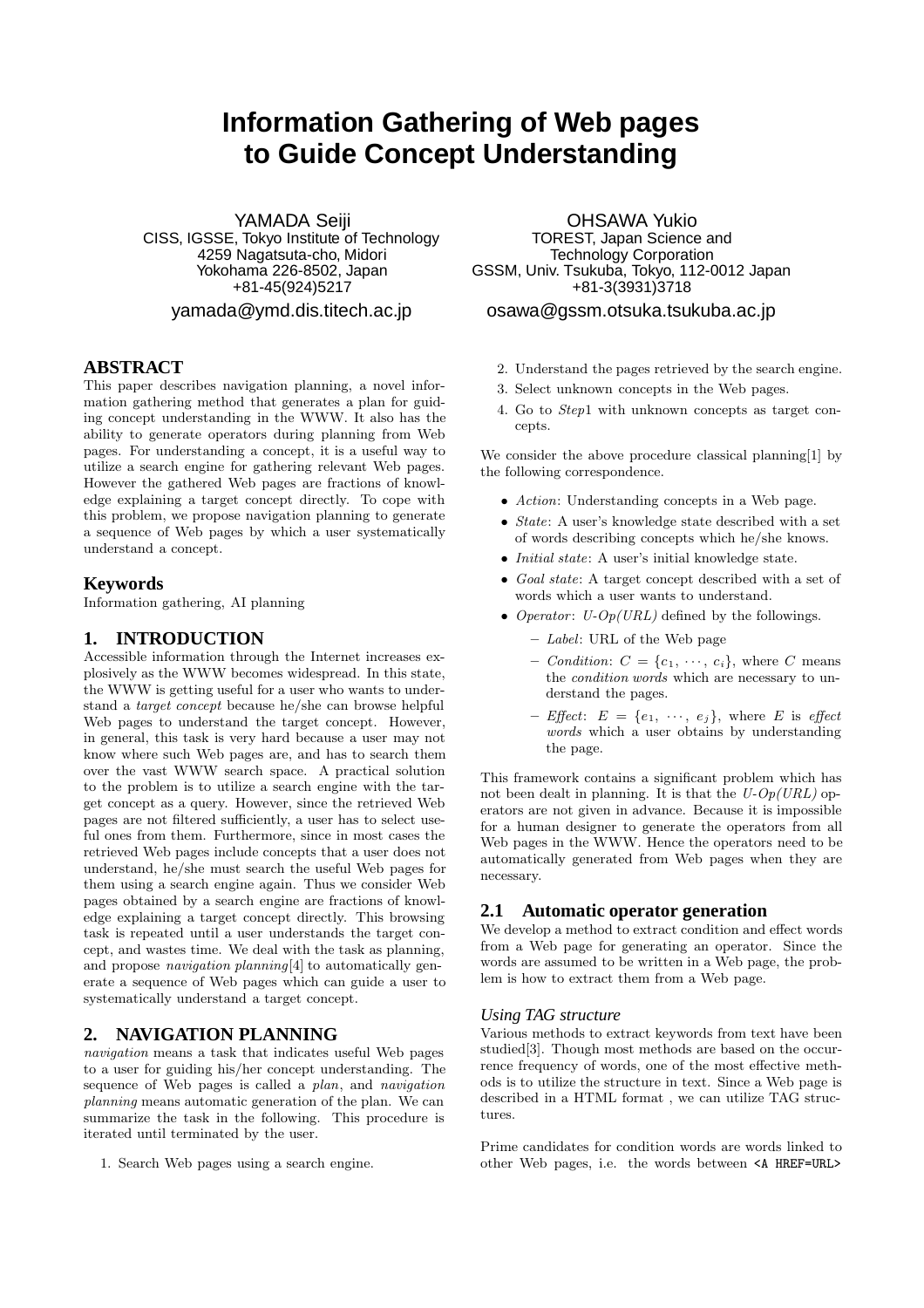# Information Gathering of Web pages to Guide Concept Understanding

YAMADA Seiji
CISS, IGSSE, Tokyo Institute of Technology
4259 Nagatsuta-cho, Midori
Yokohama 226-8502, Japan
+81-45(924)5217
yamada@ymd.dis.titech.ac.jp

OHSAWA Yukio
TOREST, Japan Science and Technology Corporation
GSSM, Univ. Tsukuba, Tokyo, 112-0012 Japan
+81-3(3931)3718
osawa@gssm.otsuka.tsukuba.ac.jp

## ABSTRACT

This paper describes navigation planning, a novel information gathering method that generates a plan for guiding concept understanding in the WWW. It also has the ability to generate operators during planning from Web pages. For understanding a concept, it is a useful way to utilize a search engine for gathering relevant Web pages. However the gathered Web pages are fractions of knowledge explaining a target concept directly. To cope with this problem, we propose navigation planning to generate a sequence of Web pages by which a user systematically understand a concept.

## Keywords

Information gathering, AI planning

## 1. INTRODUCTION

Accessible information through the Internet increases explosively as the WWW becomes widespread. In this state, the WWW is getting useful for a user who wants to understand a *target concept* because he/she can browse helpful Web pages to understand the target concept. However, in general, this task is very hard because a user may not know where such Web pages are, and has to search them over the vast WWW search space. A practical solution to the problem is to utilize a search engine with the target concept as a query. However, since the retrieved Web pages are not filtered sufficiently, a user has to select useful ones from them. Furthermore, since in most cases the retrieved Web pages include concepts that a user does not understand, he/she must search the useful Web pages for them using a search engine again. Thus we consider Web pages obtained by a search engine are fractions of knowledge explaining a target concept directly. This browsing task is repeated until a user understands the target concept, and wastes time. We deal with the task as planning, and propose *navigation planning*[4] to automatically generate a sequence of Web pages which can guide a user to systematically understand a target concept.

## 2. NAVIGATION PLANNING

*navigation* means a task that indicates useful Web pages to a user for guiding his/her concept understanding. The sequence of Web pages is called a *plan*, and *navigation planning* means automatic generation of the plan. We can summarize the task in the following. This procedure is iterated until terminated by the user.

1. Search Web pages using a search engine.
2. Understand the pages retrieved by the search engine.
3. Select unknown concepts in the Web pages.
4. Go to *Step*1 with unknown concepts as target concepts.

We consider the above procedure classical planning[1] by the following correspondence.

- *Action*: Understanding concepts in a Web page.
- *State*: A user's knowledge state described with a set of words describing concepts which he/she knows.
- *Initial state*: A user's initial knowledge state.
- *Goal state*: A target concept described with a set of words which a user wants to understand.
- *Operator*: *U-Op(URL)* defined by the followings.
  - *Label*: URL of the Web page
  - *Condition*: $C = \{c_1, \cdots, c_i\}$, where $C$ means the *condition words* which are necessary to understand the pages.
  - *Effect*: $E = \{e_1, \cdots, e_j\}$, where $E$ is *effect words* which a user obtains by understanding the page.

This framework contains a significant problem which has not been dealt in planning. It is that the *U-Op(URL)* operators are not given in advance. Because it is impossible for a human designer to generate the operators from all Web pages in the WWW. Hence the operators need to be automatically generated from Web pages when they are necessary.

### 2.1 Automatic operator generation

We develop a method to extract condition and effect words from a Web page for generating an operator. Since the words are assumed to be written in a Web page, the problem is how to extract them from a Web page.

#### Using TAG structure

Various methods to extract keywords from text have been studied[3]. Though most methods are based on the occurrence frequency of words, one of the most effective methods is to utilize the structure in text. Since a Web page is described in a HTML format , we can utilize TAG structures.

Prime candidates for condition words are words linked to other Web pages, i.e. the words between `<A HREF=URL>`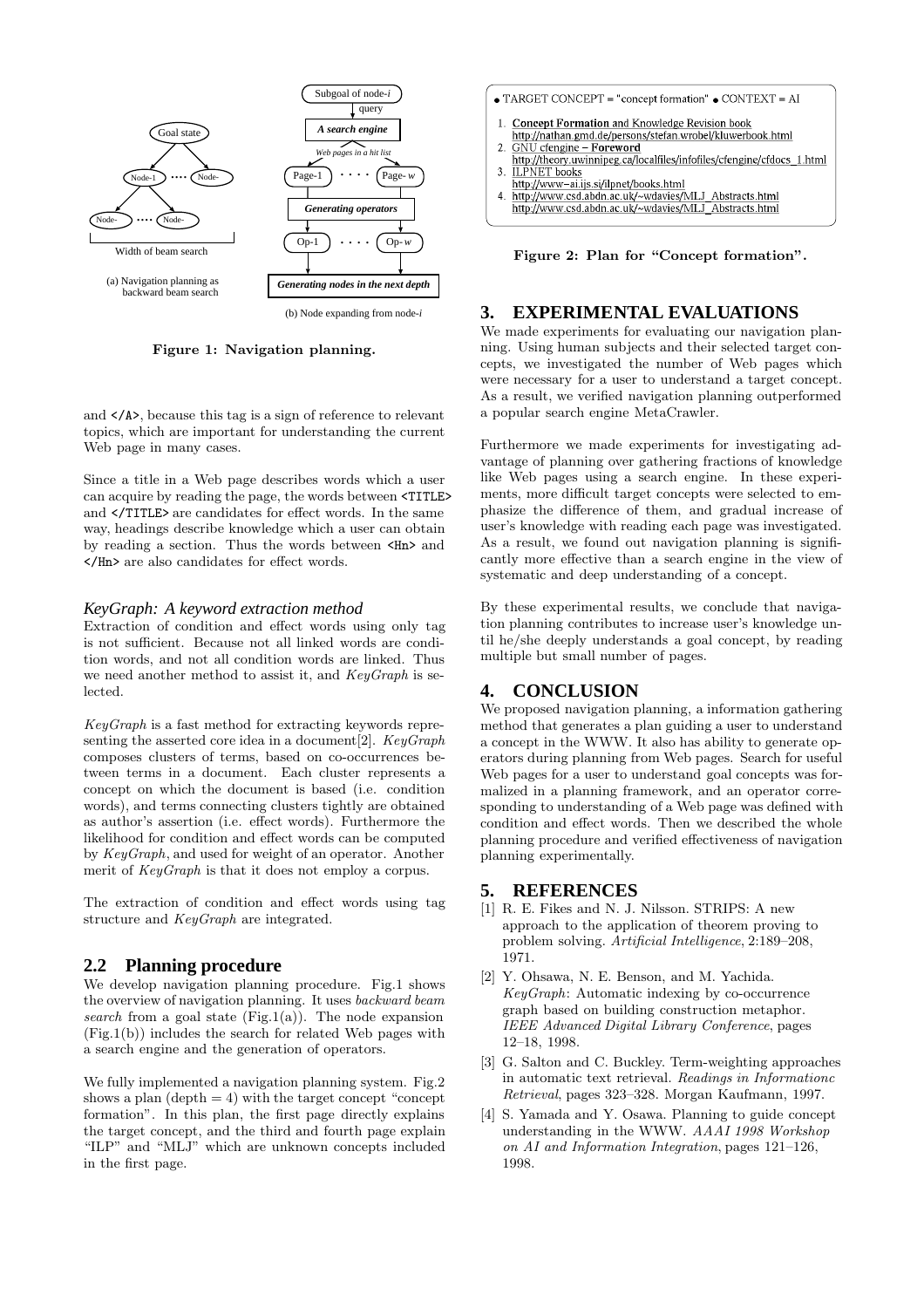Goal state

Node-1 .... Node-

Node- .... Node-

Width of beam search

(a) Navigation planning as backward beam search

Subgoal of node-*i*

query

*A search engine*

*Web pages in a hit list*

Page-1 .... Page-*w*

*Generating operators*

Op-1 .... Op-*w*

*Generating nodes in the next depth*

(b) Node expanding from node-*i*

**Figure 1: Navigation planning.**

and `</A>`, because this tag is a sign of reference to relevant topics, which are important for understanding the current Web page in many cases.

Since a title in a Web page describes words which a user can acquire by reading the page, the words between `<TITLE>` and `</TITLE>` are candidates for effect words. In the same way, headings describe knowledge which a user can obtain by reading a section. Thus the words between `<Hn>` and `</Hn>` are also candidates for effect words.

### KeyGraph: A keyword extraction method

Extraction of condition and effect words using only tag is not sufficient. Because not all linked words are condition words, and not all condition words are linked. Thus we need another method to assist it, and *KeyGraph* is selected.

*KeyGraph* is a fast method for extracting keywords representing the asserted core idea in a document[2]. *KeyGraph* composes clusters of terms, based on co-occurrences between terms in a document. Each cluster represents a concept on which the document is based (i.e. condition words), and terms connecting clusters tightly are obtained as author's assertion (i.e. effect words). Furthermore the likelihood for condition and effect words can be computed by *KeyGraph*, and used for weight of an operator. Another merit of *KeyGraph* is that it does not employ a corpus.

The extraction of condition and effect words using tag structure and *KeyGraph* are integrated.

## 2.2 Planning procedure

We develop navigation planning procedure. Fig.1 shows the overview of navigation planning. It uses *backward beam search* from a goal state (Fig.1(a)). The node expansion (Fig.1(b)) includes the search for related Web pages with a search engine and the generation of operators.

We fully implemented a navigation planning system. Fig.2 shows a plan (depth $= 4$) with the target concept "concept formation". In this plan, the first page directly explains the target concept, and the third and fourth page explain "ILP" and "MLJ" which are unknown concepts included in the first page.

● TARGET CONCEPT = "concept formation" ● CONTEXT = AI

1. **Concept Formation** and Knowledge Revision book
   http://nathan.gmd.de/persons/stefan.wrobel/kluwerbook.html
2. GNU cfengine – **Foreword**
   http://theory.uwinnipeg.ca/localfiles/infofiles/cfengine/cfdocs_1.html
3. ILPNET books
   http://www-ai.ijs.si/ilpnet/books.html
4. http://www.csd.abdn.ac.uk/~wdavies/MLJ_Abstracts.html
   http://www.csd.abdn.ac.uk/~wdavies/MLJ_Abstracts.html

**Figure 2: Plan for "Concept formation".**

## 3. EXPERIMENTAL EVALUATIONS

We made experiments for evaluating our navigation planning. Using human subjects and their selected target concepts, we investigated the number of Web pages which were necessary for a user to understand a target concept. As a result, we verified navigation planning outperformed a popular search engine MetaCrawler.

Furthermore we made experiments for investigating advantage of planning over gathering fractions of knowledge like Web pages using a search engine. In these experiments, more difficult target concepts were selected to emphasize the difference of them, and gradual increase of user's knowledge with reading each page was investigated. As a result, we found out navigation planning is significantly more effective than a search engine in the view of systematic and deep understanding of a concept.

By these experimental results, we conclude that navigation planning contributes to increase user's knowledge until he/she deeply understands a goal concept, by reading multiple but small number of pages.

## 4. CONCLUSION

We proposed navigation planning, a information gathering method that generates a plan guiding a user to understand a concept in the WWW. It also has ability to generate operators during planning from Web pages. Search for useful Web pages for a user to understand goal concepts was formalized in a planning framework, and an operator corresponding to understanding of a Web page was defined with condition and effect words. Then we described the whole planning procedure and verified effectiveness of navigation planning experimentally.

## 5. REFERENCES

[1] R. E. Fikes and N. J. Nilsson. STRIPS: A new approach to the application of theorem proving to problem solving. *Artificial Intelligence*, 2:189–208, 1971.

[2] Y. Ohsawa, N. E. Benson, and M. Yachida. *KeyGraph*: Automatic indexing by co-occurrence graph based on building construction metaphor. *IEEE Advanced Digital Library Conference*, pages 12–18, 1998.

[3] G. Salton and C. Buckley. Term-weighting approaches in automatic text retrieval. *Readings in Informationc Retrieval*, pages 323–328. Morgan Kaufmann, 1997.

[4] S. Yamada and Y. Osawa. Planning to guide concept understanding in the WWW. *AAAI 1998 Workshop on AI and Information Integration*, pages 121–126, 1998.